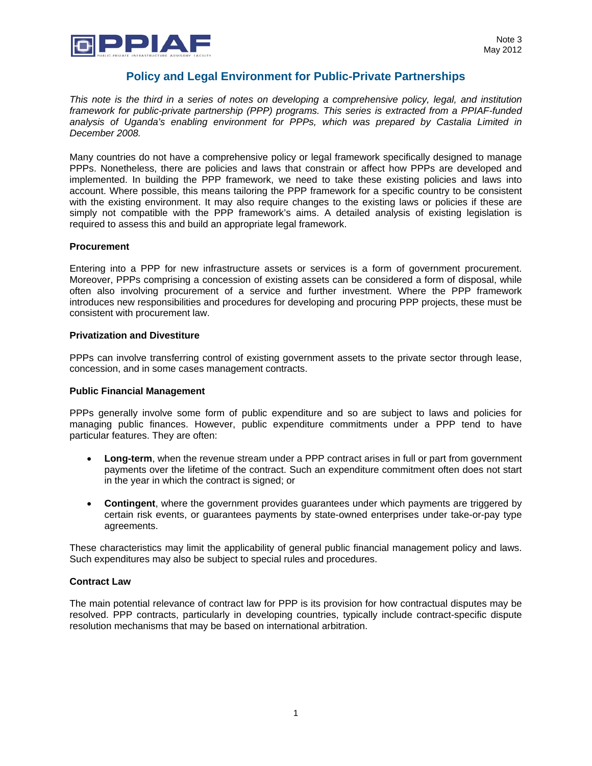Note 3
May 2012

# Policy and Legal Environment for Public-Private Partnerships

*This note is the third in a series of notes on developing a comprehensive policy, legal, and institution framework for public-private partnership (PPP) programs. This series is extracted from a PPIAF-funded analysis of Uganda's enabling environment for PPPs, which was prepared by Castalia Limited in December 2008.*

Many countries do not have a comprehensive policy or legal framework specifically designed to manage PPPs. Nonetheless, there are policies and laws that constrain or affect how PPPs are developed and implemented. In building the PPP framework, we need to take these existing policies and laws into account. Where possible, this means tailoring the PPP framework for a specific country to be consistent with the existing environment. It may also require changes to the existing laws or policies if these are simply not compatible with the PPP framework's aims. A detailed analysis of existing legislation is required to assess this and build an appropriate legal framework.

### Procurement

Entering into a PPP for new infrastructure assets or services is a form of government procurement. Moreover, PPPs comprising a concession of existing assets can be considered a form of disposal, while often also involving procurement of a service and further investment. Where the PPP framework introduces new responsibilities and procedures for developing and procuring PPP projects, these must be consistent with procurement law.

### Privatization and Divestiture

PPPs can involve transferring control of existing government assets to the private sector through lease, concession, and in some cases management contracts.

### Public Financial Management

PPPs generally involve some form of public expenditure and so are subject to laws and policies for managing public finances. However, public expenditure commitments under a PPP tend to have particular features. They are often:

- **Long-term**, when the revenue stream under a PPP contract arises in full or part from government payments over the lifetime of the contract. Such an expenditure commitment often does not start in the year in which the contract is signed; or

- **Contingent**, where the government provides guarantees under which payments are triggered by certain risk events, or guarantees payments by state-owned enterprises under take-or-pay type agreements.

These characteristics may limit the applicability of general public financial management policy and laws. Such expenditures may also be subject to special rules and procedures.

### Contract Law

The main potential relevance of contract law for PPP is its provision for how contractual disputes may be resolved. PPP contracts, particularly in developing countries, typically include contract-specific dispute resolution mechanisms that may be based on international arbitration.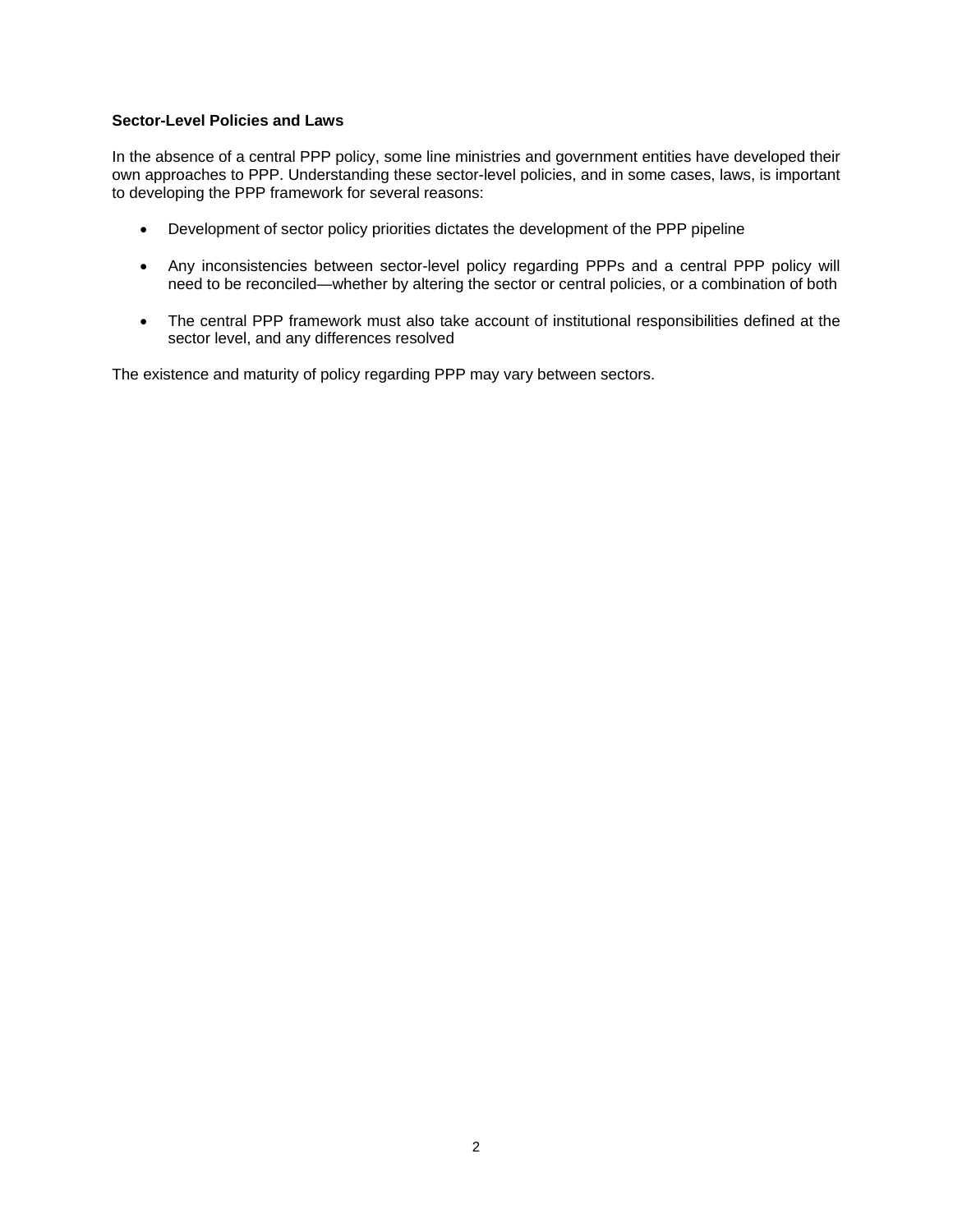**Sector-Level Policies and Laws**

In the absence of a central PPP policy, some line ministries and government entities have developed their own approaches to PPP. Understanding these sector-level policies, and in some cases, laws, is important to developing the PPP framework for several reasons:

- Development of sector policy priorities dictates the development of the PPP pipeline
- Any inconsistencies between sector-level policy regarding PPPs and a central PPP policy will need to be reconciled—whether by altering the sector or central policies, or a combination of both
- The central PPP framework must also take account of institutional responsibilities defined at the sector level, and any differences resolved

The existence and maturity of policy regarding PPP may vary between sectors.